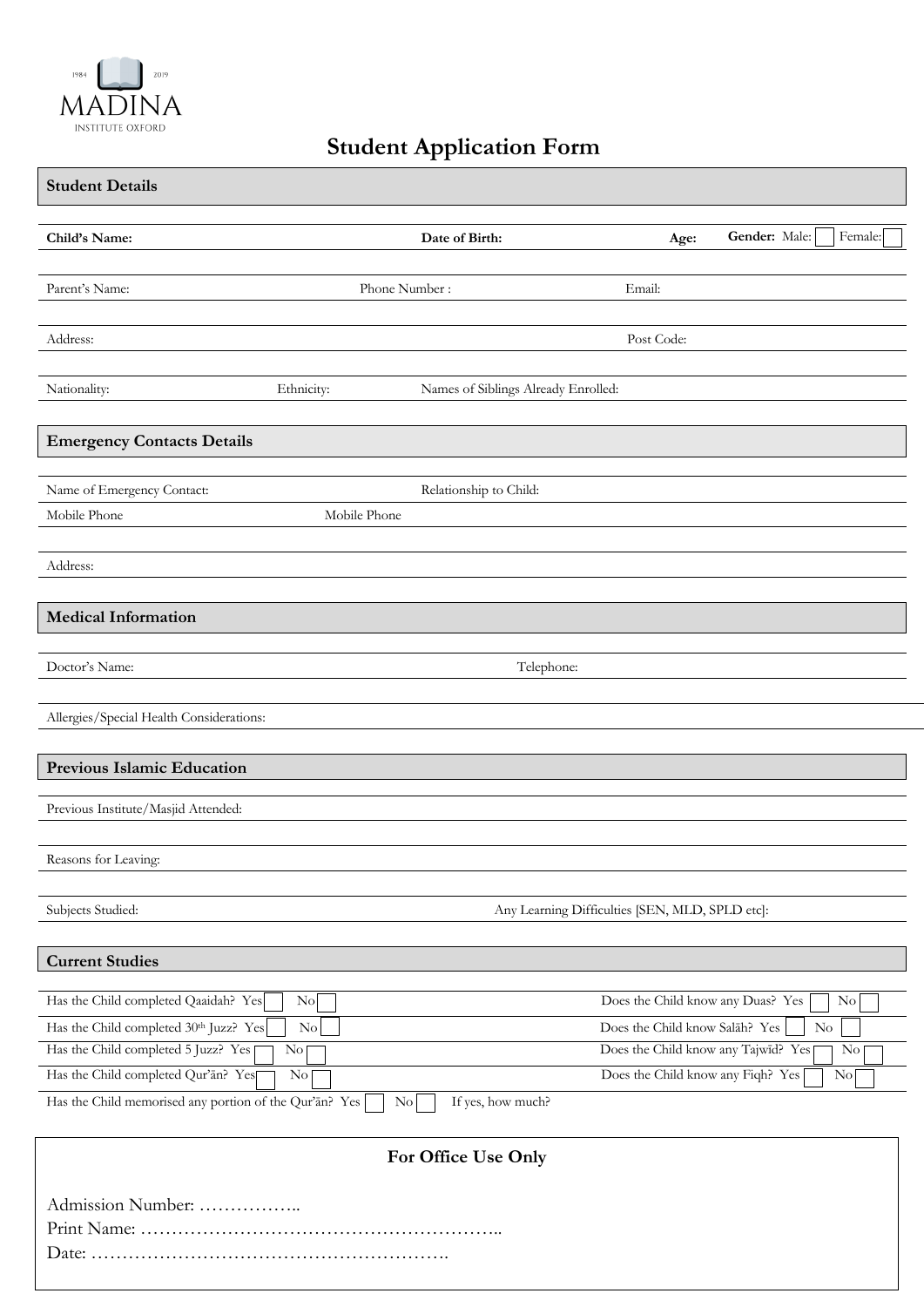1984 2019 MADINA INSTITUTE OXFORD

# Student Application Form

## Student Details

**Child's Name:** **Date of Birth:** **Age:** **Gender:** Male: ☐ Female: ☐

Parent's Name: Phone Number : Email:

Address: Post Code:

Nationality: Ethnicity: Names of Siblings Already Enrolled:

## Emergency Contacts Details

Name of Emergency Contact: Relationship to Child:

Mobile Phone Mobile Phone

Address:

## Medical Information

Doctor's Name: Telephone:

Allergies/Special Health Considerations:

## Previous Islamic Education

Previous Institute/Masjid Attended:

Reasons for Leaving:

Subjects Studied: Any Learning Difficulties [SEN, MLD, SPLD etc]:

## Current Studies

Has the Child completed Qaaidah? Yes ☐ No ☐

Has the Child completed 30th Juzz? Yes ☐ No ☐

Has the Child completed 5 Juzz? Yes ☐ No ☐

Has the Child completed Qur'ān? Yes ☐ No ☐

Does the Child know any Duas? Yes ☐ No ☐

Does the Child know Salāh? Yes ☐ No ☐

Does the Child know any Tajwīd? Yes ☐ No ☐

Does the Child know any Fiqh? Yes ☐ No ☐

Has the Child memorised any portion of the Qur'ān? Yes ☐ No ☐ If yes, how much?

**For Office Use Only**

Admission Number: ……………..

Print Name: …………………………………………………..

Date: ………………………………………………….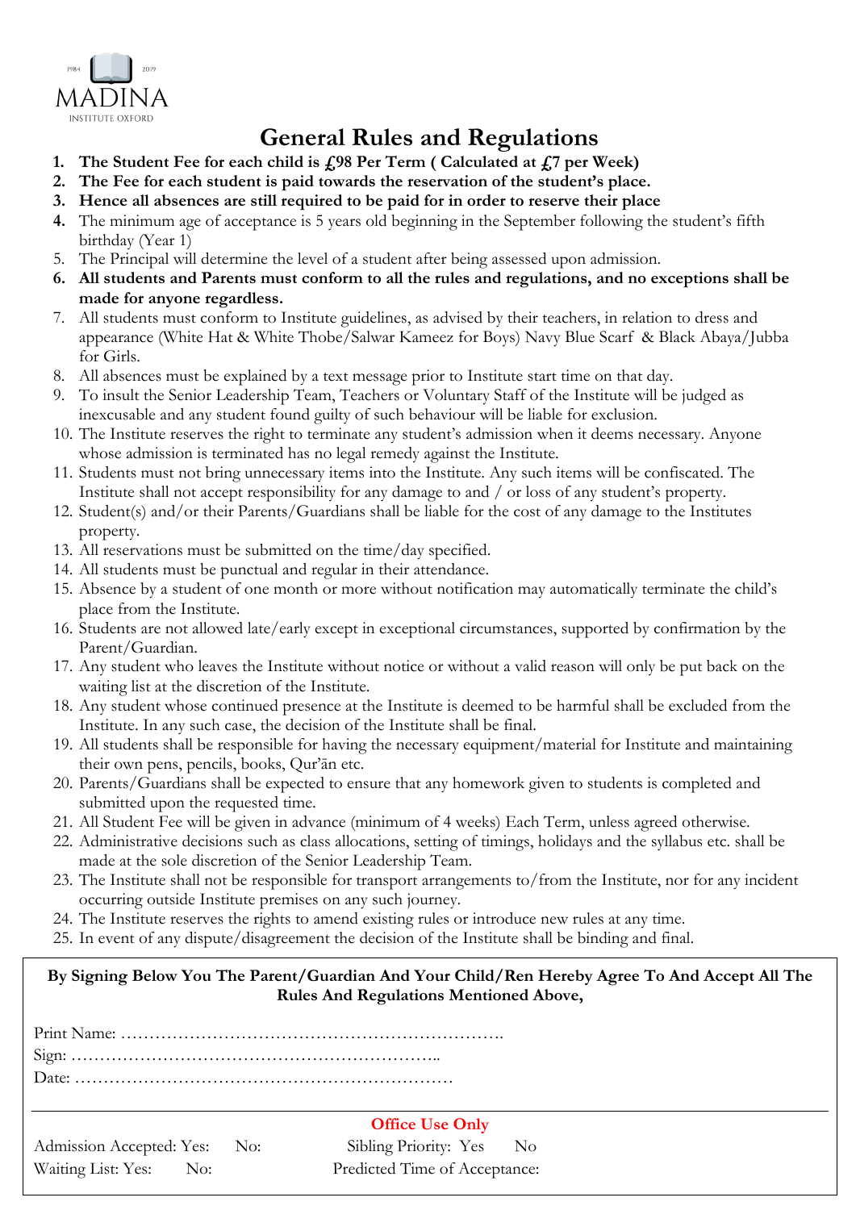1984 2019

MADINA

INSTITUTE OXFORD

# General Rules and Regulations

1. **The Student Fee for each child is £98 Per Term ( Calculated at £7 per Week)**
2. **The Fee for each student is paid towards the reservation of the student's place.**
3. **Hence all absences are still required to be paid for in order to reserve their place**
4. The minimum age of acceptance is 5 years old beginning in the September following the student's fifth birthday (Year 1)
5. The Principal will determine the level of a student after being assessed upon admission.
6. **All students and Parents must conform to all the rules and regulations, and no exceptions shall be made for anyone regardless.**
7. All students must conform to Institute guidelines, as advised by their teachers, in relation to dress and appearance (White Hat & White Thobe/Salwar Kameez for Boys) Navy Blue Scarf & Black Abaya/Jubba for Girls.
8. All absences must be explained by a text message prior to Institute start time on that day.
9. To insult the Senior Leadership Team, Teachers or Voluntary Staff of the Institute will be judged as inexcusable and any student found guilty of such behaviour will be liable for exclusion.
10. The Institute reserves the right to terminate any student's admission when it deems necessary. Anyone whose admission is terminated has no legal remedy against the Institute.
11. Students must not bring unnecessary items into the Institute. Any such items will be confiscated. The Institute shall not accept responsibility for any damage to and / or loss of any student's property.
12. Student(s) and/or their Parents/Guardians shall be liable for the cost of any damage to the Institutes property.
13. All reservations must be submitted on the time/day specified.
14. All students must be punctual and regular in their attendance.
15. Absence by a student of one month or more without notification may automatically terminate the child's place from the Institute.
16. Students are not allowed late/early except in exceptional circumstances, supported by confirmation by the Parent/Guardian.
17. Any student who leaves the Institute without notice or without a valid reason will only be put back on the waiting list at the discretion of the Institute.
18. Any student whose continued presence at the Institute is deemed to be harmful shall be excluded from the Institute. In any such case, the decision of the Institute shall be final.
19. All students shall be responsible for having the necessary equipment/material for Institute and maintaining their own pens, pencils, books, Qur'ān etc.
20. Parents/Guardians shall be expected to ensure that any homework given to students is completed and submitted upon the requested time.
21. All Student Fee will be given in advance (minimum of 4 weeks) Each Term, unless agreed otherwise.
22. Administrative decisions such as class allocations, setting of timings, holidays and the syllabus etc. shall be made at the sole discretion of the Senior Leadership Team.
23. The Institute shall not be responsible for transport arrangements to/from the Institute, nor for any incident occurring outside Institute premises on any such journey.
24. The Institute reserves the rights to amend existing rules or introduce new rules at any time.
25. In event of any dispute/disagreement the decision of the Institute shall be binding and final.

**By Signing Below You The Parent/Guardian And Your Child/Ren Hereby Agree To And Accept All The Rules And Regulations Mentioned Above,**

Print Name: ………………………………………………………….

Sign: ………………………………………………………..

Date: …………………………………………………………

**Office Use Only**

Admission Accepted: Yes: No: Sibling Priority: Yes No

Waiting List: Yes: No: Predicted Time of Acceptance: